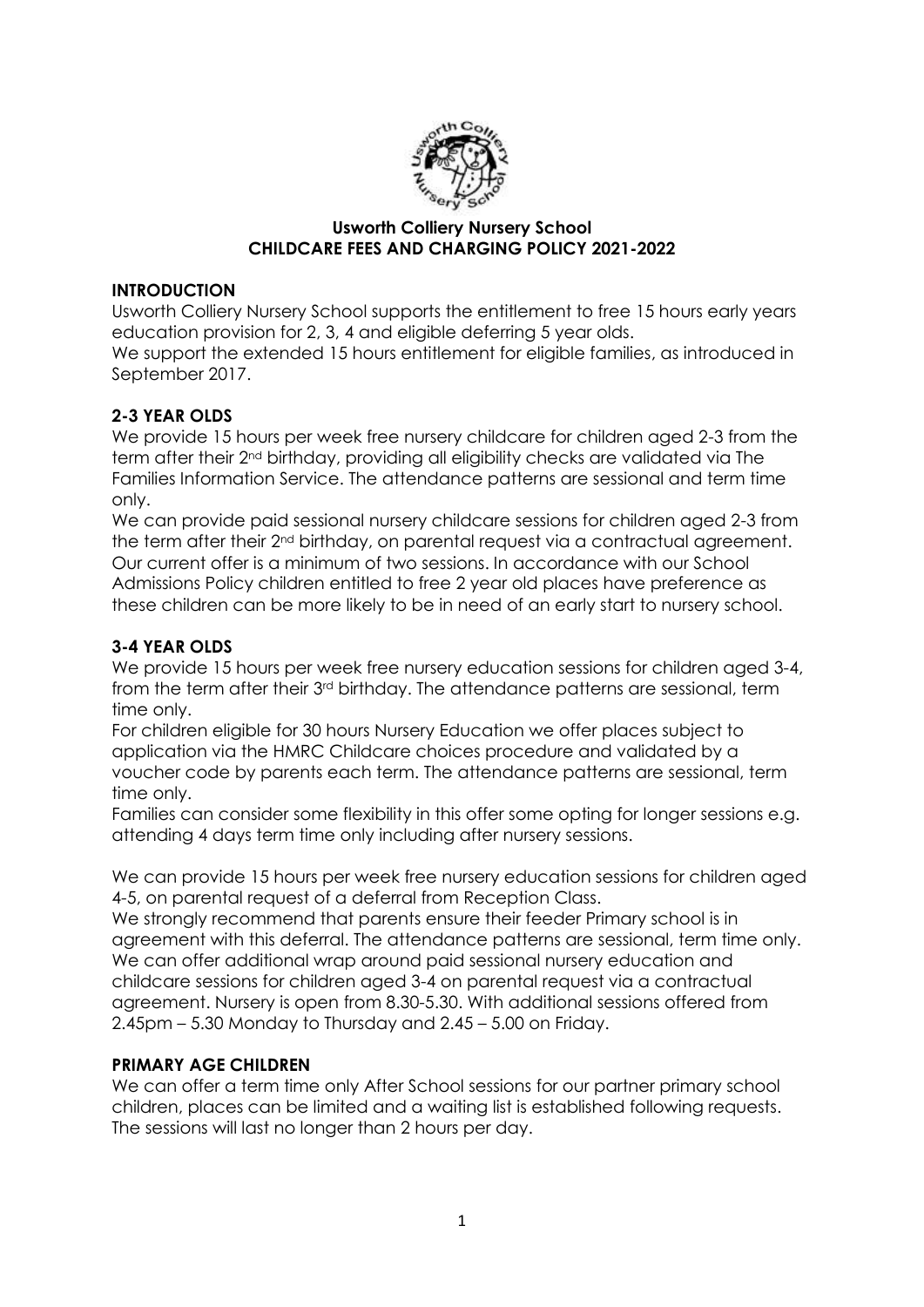**Usworth Colliery Nursery School**
**CHILDCARE FEES AND CHARGING POLICY 2021-2022**

## INTRODUCTION

Usworth Colliery Nursery School supports the entitlement to free 15 hours early years education provision for 2, 3, 4 and eligible deferring 5 year olds.
We support the extended 15 hours entitlement for eligible families, as introduced in September 2017.

## 2-3 YEAR OLDS

We provide 15 hours per week free nursery childcare for children aged 2-3 from the term after their 2nd birthday, providing all eligibility checks are validated via The Families Information Service. The attendance patterns are sessional and term time only.
We can provide paid sessional nursery childcare sessions for children aged 2-3 from the term after their 2nd birthday, on parental request via a contractual agreement. Our current offer is a minimum of two sessions. In accordance with our School Admissions Policy children entitled to free 2 year old places have preference as these children can be more likely to be in need of an early start to nursery school.

## 3-4 YEAR OLDS

We provide 15 hours per week free nursery education sessions for children aged 3-4, from the term after their 3rd birthday. The attendance patterns are sessional, term time only.
For children eligible for 30 hours Nursery Education we offer places subject to application via the HMRC Childcare choices procedure and validated by a voucher code by parents each term. The attendance patterns are sessional, term time only.
Families can consider some flexibility in this offer some opting for longer sessions e.g. attending 4 days term time only including after nursery sessions.

We can provide 15 hours per week free nursery education sessions for children aged 4-5, on parental request of a deferral from Reception Class.
We strongly recommend that parents ensure their feeder Primary school is in agreement with this deferral. The attendance patterns are sessional, term time only.
We can offer additional wrap around paid sessional nursery education and childcare sessions for children aged 3-4 on parental request via a contractual agreement. Nursery is open from 8.30-5.30. With additional sessions offered from 2.45pm – 5.30 Monday to Thursday and 2.45 – 5.00 on Friday.

## PRIMARY AGE CHILDREN

We can offer a term time only After School sessions for our partner primary school children, places can be limited and a waiting list is established following requests. The sessions will last no longer than 2 hours per day.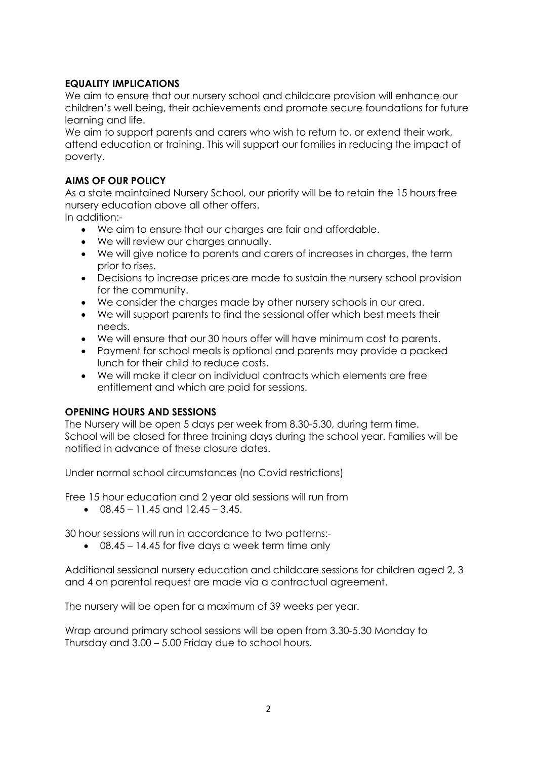**EQUALITY IMPLICATIONS**

We aim to ensure that our nursery school and childcare provision will enhance our children's well being, their achievements and promote secure foundations for future learning and life.

We aim to support parents and carers who wish to return to, or extend their work, attend education or training. This will support our families in reducing the impact of poverty.

**AIMS OF OUR POLICY**

As a state maintained Nursery School, our priority will be to retain the 15 hours free nursery education above all other offers.

In addition:-

- We aim to ensure that our charges are fair and affordable.
- We will review our charges annually.
- We will give notice to parents and carers of increases in charges, the term prior to rises.
- Decisions to increase prices are made to sustain the nursery school provision for the community.
- We consider the charges made by other nursery schools in our area.
- We will support parents to find the sessional offer which best meets their needs.
- We will ensure that our 30 hours offer will have minimum cost to parents.
- Payment for school meals is optional and parents may provide a packed lunch for their child to reduce costs.
- We will make it clear on individual contracts which elements are free entitlement and which are paid for sessions.

**OPENING HOURS AND SESSIONS**

The Nursery will be open 5 days per week from 8.30-5.30, during term time.
School will be closed for three training days during the school year. Families will be notified in advance of these closure dates.

Under normal school circumstances (no Covid restrictions)

Free 15 hour education and 2 year old sessions will run from

- 08.45 – 11.45 and 12.45 – 3.45.

30 hour sessions will run in accordance to two patterns:-

- 08.45 – 14.45 for five days a week term time only

Additional sessional nursery education and childcare sessions for children aged 2, 3 and 4 on parental request are made via a contractual agreement.

The nursery will be open for a maximum of 39 weeks per year.

Wrap around primary school sessions will be open from 3.30-5.30 Monday to Thursday and 3.00 – 5.00 Friday due to school hours.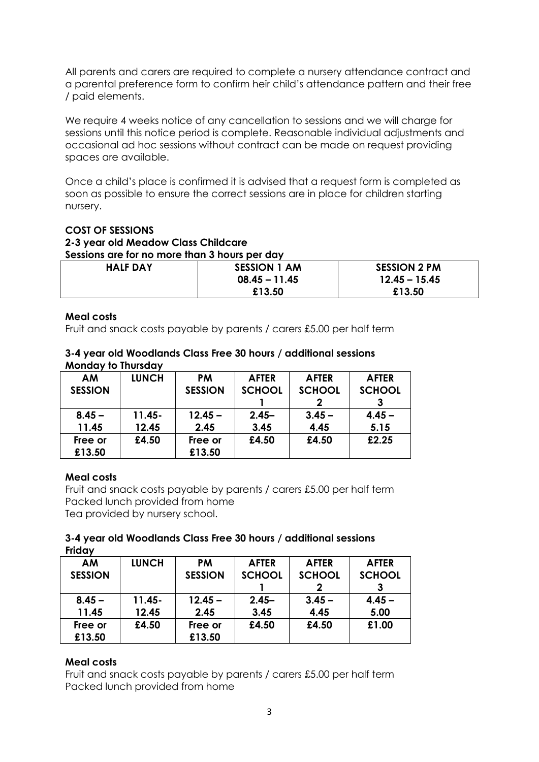All parents and carers are required to complete a nursery attendance contract and a parental preference form to confirm heir child's attendance pattern and their free / paid elements.

We require 4 weeks notice of any cancellation to sessions and we will charge for sessions until this notice period is complete. Reasonable individual adjustments and occasional ad hoc sessions without contract can be made on request providing spaces are available.

Once a child's place is confirmed it is advised that a request form is completed as soon as possible to ensure the correct sessions are in place for children starting nursery.

**COST OF SESSIONS**

**2-3 year old Meadow Class Childcare**

**Sessions are for no more than 3 hours per day**

| HALF DAY | SESSION 1 AM<br>08.45 – 11.45<br>£13.50 | SESSION 2 PM<br>12.45 – 15.45<br>£13.50 |
|---|---|---|

**Meal costs**

Fruit and snack costs payable by parents / carers £5.00 per half term

**3-4 year old Woodlands Class Free 30 hours / additional sessions**
**Monday to Thursday**

| AM SESSION | LUNCH | PM SESSION | AFTER SCHOOL 1 | AFTER SCHOOL 2 | AFTER SCHOOL 3 |
|---|---|---|---|---|---|
| 8.45 – 11.45 | 11.45- 12.45 | 12.45 – 2.45 | 2.45– 3.45 | 3.45 – 4.45 | 4.45 – 5.15 |
| Free or £13.50 | £4.50 | Free or £13.50 | £4.50 | £4.50 | £2.25 |

**Meal costs**

Fruit and snack costs payable by parents / carers £5.00 per half term
Packed lunch provided from home
Tea provided by nursery school.

**3-4 year old Woodlands Class Free 30 hours / additional sessions**
**Friday**

| AM SESSION | LUNCH | PM SESSION | AFTER SCHOOL 1 | AFTER SCHOOL 2 | AFTER SCHOOL 3 |
|---|---|---|---|---|---|
| 8.45 – 11.45 | 11.45- 12.45 | 12.45 – 2.45 | 2.45– 3.45 | 3.45 – 4.45 | 4.45 – 5.00 |
| Free or £13.50 | £4.50 | Free or £13.50 | £4.50 | £4.50 | £1.00 |

**Meal costs**

Fruit and snack costs payable by parents / carers £5.00 per half term
Packed lunch provided from home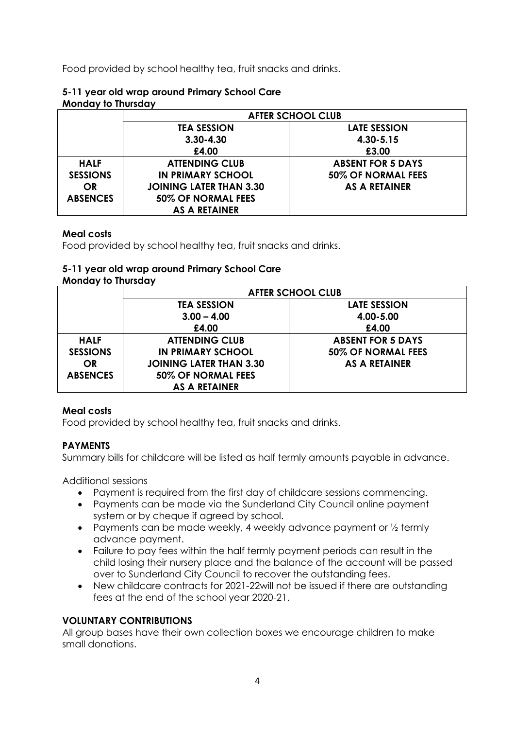Food provided by school healthy tea, fruit snacks and drinks.

**5-11 year old wrap around Primary School Care**
**Monday to Thursday**

| | **AFTER SCHOOL CLUB** | |
|---|---|---|
| | **TEA SESSION 3.30-4.30 £4.00** | **LATE SESSION 4.30-5.15 £3.00** |
| **HALF SESSIONS OR ABSENCES** | **ATTENDING CLUB IN PRIMARY SCHOOL JOINING LATER THAN 3.30 50% OF NORMAL FEES AS A RETAINER** | **ABSENT FOR 5 DAYS 50% OF NORMAL FEES AS A RETAINER** |

**Meal costs**
Food provided by school healthy tea, fruit snacks and drinks.

**5-11 year old wrap around Primary School Care**
**Monday to Thursday**

| | **AFTER SCHOOL CLUB** | |
|---|---|---|
| | **TEA SESSION 3.00 – 4.00 £4.00** | **LATE SESSION 4.00-5.00 £4.00** |
| **HALF SESSIONS OR ABSENCES** | **ATTENDING CLUB IN PRIMARY SCHOOL JOINING LATER THAN 3.30 50% OF NORMAL FEES AS A RETAINER** | **ABSENT FOR 5 DAYS 50% OF NORMAL FEES AS A RETAINER** |

**Meal costs**
Food provided by school healthy tea, fruit snacks and drinks.

**PAYMENTS**
Summary bills for childcare will be listed as half termly amounts payable in advance.

Additional sessions

- Payment is required from the first day of childcare sessions commencing.
- Payments can be made via the Sunderland City Council online payment system or by cheque if agreed by school.
- Payments can be made weekly, 4 weekly advance payment or ½ termly advance payment.
- Failure to pay fees within the half termly payment periods can result in the child losing their nursery place and the balance of the account will be passed over to Sunderland City Council to recover the outstanding fees.
- New childcare contracts for 2021-22will not be issued if there are outstanding fees at the end of the school year 2020-21.

**VOLUNTARY CONTRIBUTIONS**
All group bases have their own collection boxes we encourage children to make small donations.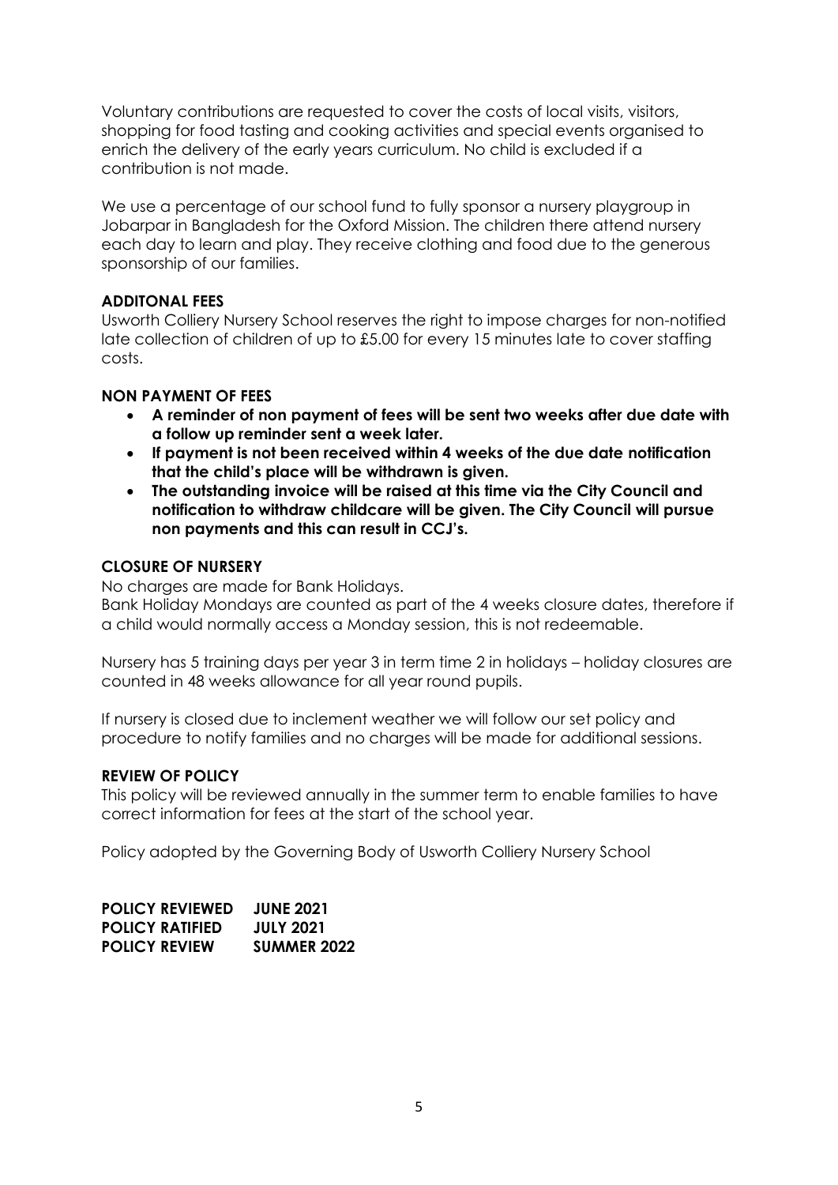Voluntary contributions are requested to cover the costs of local visits, visitors, shopping for food tasting and cooking activities and special events organised to enrich the delivery of the early years curriculum. No child is excluded if a contribution is not made.

We use a percentage of our school fund to fully sponsor a nursery playgroup in Jobarpar in Bangladesh for the Oxford Mission. The children there attend nursery each day to learn and play. They receive clothing and food due to the generous sponsorship of our families.

**ADDITONAL FEES**

Usworth Colliery Nursery School reserves the right to impose charges for non-notified late collection of children of up to £5.00 for every 15 minutes late to cover staffing costs.

**NON PAYMENT OF FEES**

- **A reminder of non payment of fees will be sent two weeks after due date with a follow up reminder sent a week later.**
- **If payment is not been received within 4 weeks of the due date notification that the child's place will be withdrawn is given.**
- **The outstanding invoice will be raised at this time via the City Council and notification to withdraw childcare will be given. The City Council will pursue non payments and this can result in CCJ's.**

**CLOSURE OF NURSERY**

No charges are made for Bank Holidays.
Bank Holiday Mondays are counted as part of the 4 weeks closure dates, therefore if a child would normally access a Monday session, this is not redeemable.

Nursery has 5 training days per year 3 in term time 2 in holidays – holiday closures are counted in 48 weeks allowance for all year round pupils.

If nursery is closed due to inclement weather we will follow our set policy and procedure to notify families and no charges will be made for additional sessions.

**REVIEW OF POLICY**

This policy will be reviewed annually in the summer term to enable families to have correct information for fees at the start of the school year.

Policy adopted by the Governing Body of Usworth Colliery Nursery School

**POLICY REVIEWED JUNE 2021**
**POLICY RATIFIED JULY 2021**
**POLICY REVIEW SUMMER 2022**